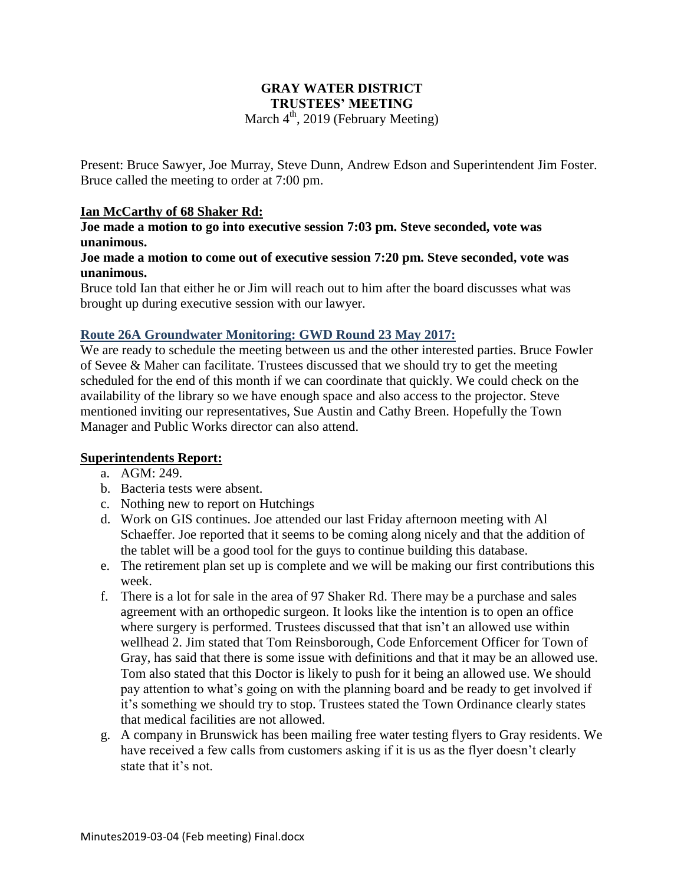# GRAY WATER DISTRICT
## TRUSTEES' MEETING

March 4th, 2019 (February Meeting)

Present: Bruce Sawyer, Joe Murray, Steve Dunn, Andrew Edson and Superintendent Jim Foster. Bruce called the meeting to order at 7:00 pm.

### Ian McCarthy of 68 Shaker Rd:

**Joe made a motion to go into executive session 7:03 pm. Steve seconded, vote was unanimous.**

**Joe made a motion to come out of executive session 7:20 pm. Steve seconded, vote was unanimous.**

Bruce told Ian that either he or Jim will reach out to him after the board discusses what was brought up during executive session with our lawyer.

### Route 26A Groundwater Monitoring: GWD Round 23 May 2017:

We are ready to schedule the meeting between us and the other interested parties. Bruce Fowler of Sevee & Maher can facilitate. Trustees discussed that we should try to get the meeting scheduled for the end of this month if we can coordinate that quickly. We could check on the availability of the library so we have enough space and also access to the projector. Steve mentioned inviting our representatives, Sue Austin and Cathy Breen. Hopefully the Town Manager and Public Works director can also attend.

### Superintendents Report:

a. AGM: 249.
b. Bacteria tests were absent.
c. Nothing new to report on Hutchings
d. Work on GIS continues. Joe attended our last Friday afternoon meeting with Al Schaeffer. Joe reported that it seems to be coming along nicely and that the addition of the tablet will be a good tool for the guys to continue building this database.
e. The retirement plan set up is complete and we will be making our first contributions this week.
f. There is a lot for sale in the area of 97 Shaker Rd. There may be a purchase and sales agreement with an orthopedic surgeon. It looks like the intention is to open an office where surgery is performed. Trustees discussed that that isn't an allowed use within wellhead 2. Jim stated that Tom Reinsborough, Code Enforcement Officer for Town of Gray, has said that there is some issue with definitions and that it may be an allowed use. Tom also stated that this Doctor is likely to push for it being an allowed use. We should pay attention to what's going on with the planning board and be ready to get involved if it's something we should try to stop. Trustees stated the Town Ordinance clearly states that medical facilities are not allowed.
g. A company in Brunswick has been mailing free water testing flyers to Gray residents. We have received a few calls from customers asking if it is us as the flyer doesn't clearly state that it's not.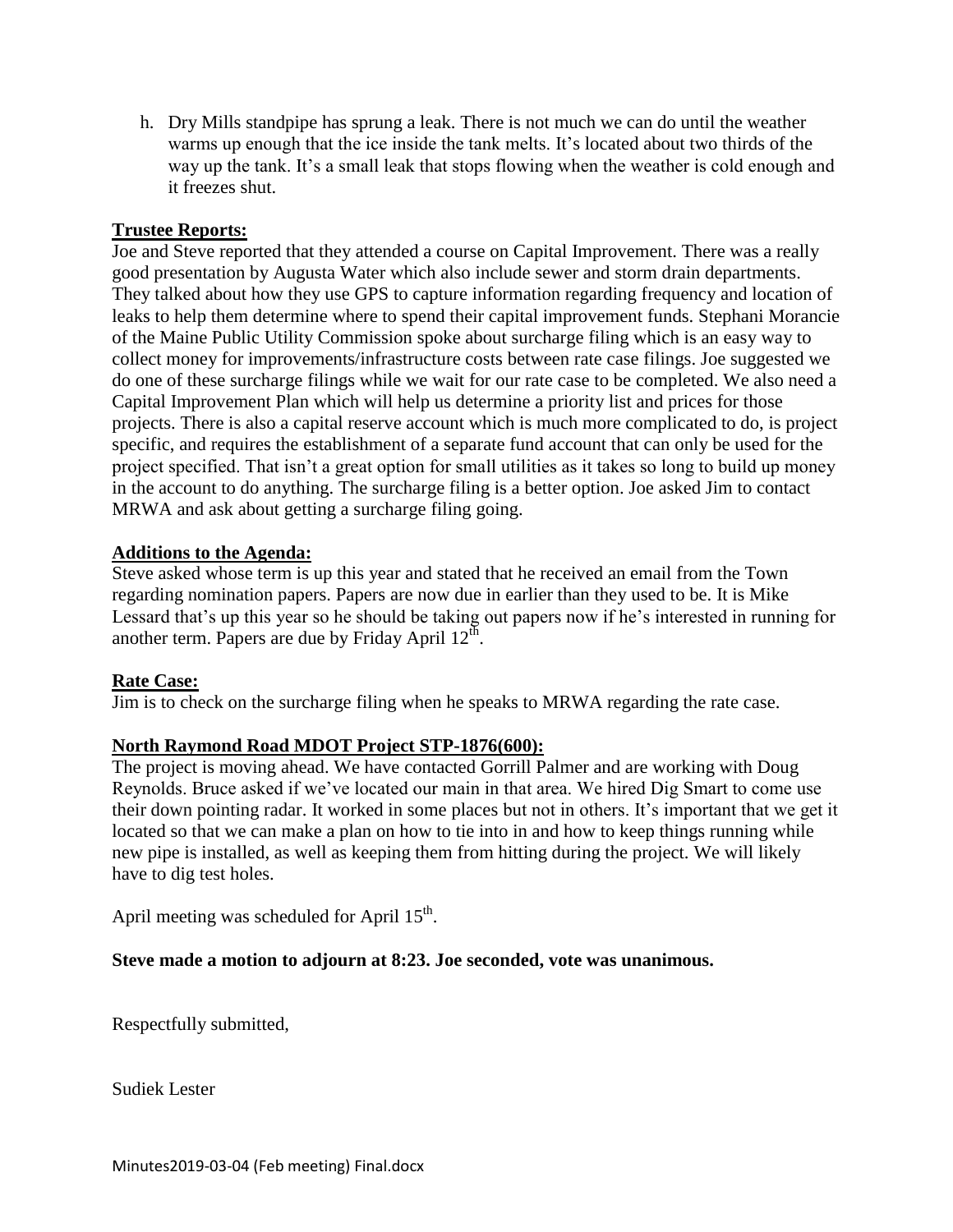h. Dry Mills standpipe has sprung a leak. There is not much we can do until the weather warms up enough that the ice inside the tank melts. It's located about two thirds of the way up the tank. It's a small leak that stops flowing when the weather is cold enough and it freezes shut.

**Trustee Reports:**

Joe and Steve reported that they attended a course on Capital Improvement. There was a really good presentation by Augusta Water which also include sewer and storm drain departments. They talked about how they use GPS to capture information regarding frequency and location of leaks to help them determine where to spend their capital improvement funds. Stephani Morancie of the Maine Public Utility Commission spoke about surcharge filing which is an easy way to collect money for improvements/infrastructure costs between rate case filings. Joe suggested we do one of these surcharge filings while we wait for our rate case to be completed. We also need a Capital Improvement Plan which will help us determine a priority list and prices for those projects. There is also a capital reserve account which is much more complicated to do, is project specific, and requires the establishment of a separate fund account that can only be used for the project specified. That isn't a great option for small utilities as it takes so long to build up money in the account to do anything. The surcharge filing is a better option. Joe asked Jim to contact MRWA and ask about getting a surcharge filing going.

**Additions to the Agenda:**

Steve asked whose term is up this year and stated that he received an email from the Town regarding nomination papers. Papers are now due in earlier than they used to be. It is Mike Lessard that's up this year so he should be taking out papers now if he's interested in running for another term. Papers are due by Friday April 12th.

**Rate Case:**

Jim is to check on the surcharge filing when he speaks to MRWA regarding the rate case.

**North Raymond Road MDOT Project STP-1876(600):**

The project is moving ahead. We have contacted Gorrill Palmer and are working with Doug Reynolds. Bruce asked if we've located our main in that area. We hired Dig Smart to come use their down pointing radar. It worked in some places but not in others. It's important that we get it located so that we can make a plan on how to tie into in and how to keep things running while new pipe is installed, as well as keeping them from hitting during the project. We will likely have to dig test holes.

April meeting was scheduled for April 15th.

**Steve made a motion to adjourn at 8:23. Joe seconded, vote was unanimous.**

Respectfully submitted,

Sudiek Lester